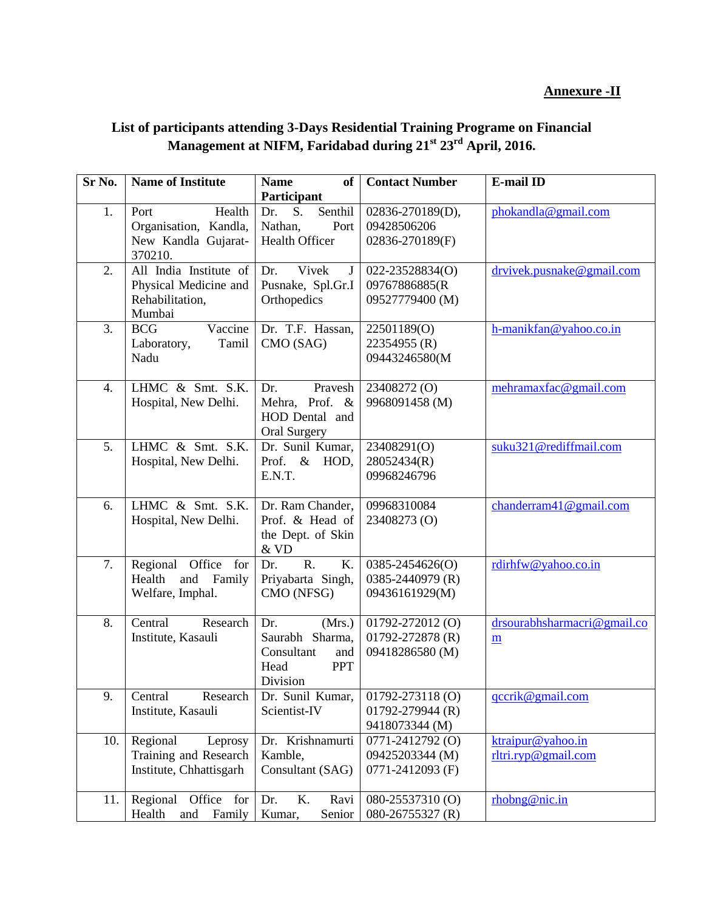**Annexure -II**

**List of participants attending 3-Days Residential Training Programe on Financial Management at NIFM, Faridabad during 21st 23rd April, 2016.**

| Sr No. | Name of Institute | Name of Participant | Contact Number | E-mail ID |
|---|---|---|---|---|
| 1. | Port Health Organisation, Kandla, New Kandla Gujarat-370210. | Dr. S. Senthil Nathan, Port Health Officer | 02836-270189(D), 09428506206 02836-270189(F) | phokandla@gmail.com |
| 2. | All India Institute of Physical Medicine and Rehabilitation, Mumbai | Dr. Vivek J Pusnake, Spl.Gr.I Orthopedics | 022-23528834(O) 09767886885(R 09527779400 (M) | drvivek.pusnake@gmail.com |
| 3. | BCG Vaccine Laboratory, Tamil Nadu | Dr. T.F. Hassan, CMO (SAG) | 22501189(O) 22354955 (R) 09443246580(M | h-manikfan@yahoo.co.in |
| 4. | LHMC & Smt. S.K. Hospital, New Delhi. | Dr. Pravesh Mehra, Prof. & HOD Dental and Oral Surgery | 23408272 (O) 9968091458 (M) | mehramaxfac@gmail.com |
| 5. | LHMC & Smt. S.K. Hospital, New Delhi. | Dr. Sunil Kumar, Prof. & HOD, E.N.T. | 23408291(O) 28052434(R) 09968246796 | suku321@rediffmail.com |
| 6. | LHMC & Smt. S.K. Hospital, New Delhi. | Dr. Ram Chander, Prof. & Head of the Dept. of Skin & VD | 09968310084 23408273 (O) | chanderram41@gmail.com |
| 7. | Regional Office for Health and Family Welfare, Imphal. | Dr. R. K. Priyabarta Singh, CMO (NFSG) | 0385-2454626(O) 0385-2440979 (R) 09436161929(M) | rdirhfw@yahoo.co.in |
| 8. | Central Research Institute, Kasauli | Dr. (Mrs.) Saurabh Sharma, Consultant and Head PPT Division | 01792-272012 (O) 01792-272878 (R) 09418286580 (M) | drsourabhsharmacri@gmail.com |
| 9. | Central Research Institute, Kasauli | Dr. Sunil Kumar, Scientist-IV | 01792-273118 (O) 01792-279944 (R) 9418073344 (M) | qccrik@gmail.com |
| 10. | Regional Leprosy Training and Research Institute, Chhattisgarh | Dr. Krishnamurti Kamble, Consultant (SAG) | 0771-2412792 (O) 09425203344 (M) 0771-2412093 (F) | ktraipur@yahoo.in rltri.ryp@gmail.com |
| 11. | Regional Office for Health and Family | Dr. K. Ravi Kumar, Senior | 080-25537310 (O) 080-26755327 (R) | rhobng@nic.in |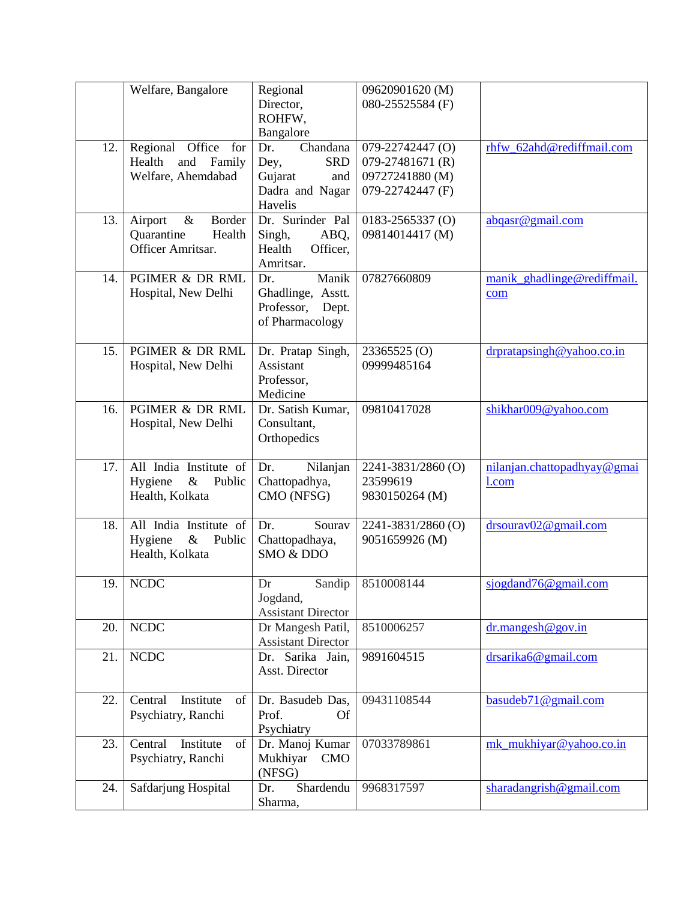| | | | | |
|---|---|---|---|---|
| | Welfare, Bangalore | Regional Director, ROHFW, Bangalore | 09620901620 (M) 080-25525584 (F) | |
| 12. | Regional Office for Health and Family Welfare, Ahemdabad | Dr. Chandana Dey, SRD Gujarat and Dadra and Nagar Havelis | 079-22742447 (O) 079-27481671 (R) 09727241880 (M) 079-22742447 (F) | rhfw_62ahd@rediffmail.com |
| 13. | Airport & Border Quarantine Health Officer Amritsar. | Dr. Surinder Pal Singh, ABQ, Health Officer, Amritsar. | 0183-2565337 (O) 09814014417 (M) | abqasr@gmail.com |
| 14. | PGIMER & DR RML Hospital, New Delhi | Dr. Manik Ghadlinge, Asstt. Professor, Dept. of Pharmacology | 07827660809 | manik_ghadlinge@rediffmail.com |
| 15. | PGIMER & DR RML Hospital, New Delhi | Dr. Pratap Singh, Assistant Professor, Medicine | 23365525 (O) 09999485164 | drpratapsingh@yahoo.co.in |
| 16. | PGIMER & DR RML Hospital, New Delhi | Dr. Satish Kumar, Consultant, Orthopedics | 09810417028 | shikhar009@yahoo.com |
| 17. | All India Institute of Hygiene & Public Health, Kolkata | Dr. Nilanjan Chattopadhya, CMO (NFSG) | 2241-3831/2860 (O) 23599619 9830150264 (M) | nilanjan.chattopadhyay@gmail.com |
| 18. | All India Institute of Hygiene & Public Health, Kolkata | Dr. Sourav Chattopadhaya, SMO & DDO | 2241-3831/2860 (O) 9051659926 (M) | drsourav02@gmail.com |
| 19. | NCDC | Dr Sandip Jogdand, Assistant Director | 8510008144 | sjogdand76@gmail.com |
| 20. | NCDC | Dr Mangesh Patil, Assistant Director | 8510006257 | dr.mangesh@gov.in |
| 21. | NCDC | Dr. Sarika Jain, Asst. Director | 9891604515 | drsarika6@gmail.com |
| 22. | Central Institute of Psychiatry, Ranchi | Dr. Basudeb Das, Prof. Of Psychiatry | 09431108544 | basudeb71@gmail.com |
| 23. | Central Institute of Psychiatry, Ranchi | Dr. Manoj Kumar Mukhiyar CMO (NFSG) | 07033789861 | mk_mukhiyar@yahoo.co.in |
| 24. | Safdarjung Hospital | Dr. Shardendu Sharma, | 9968317597 | sharadangrish@gmail.com |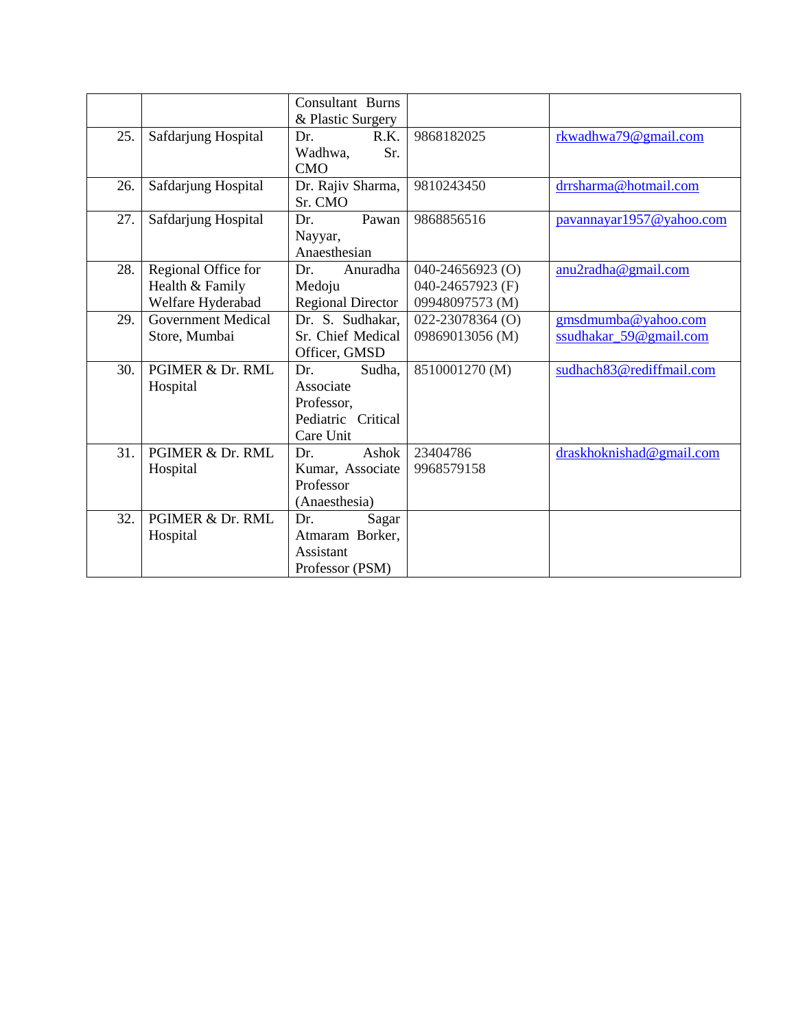| | | | | |
|---|---|---|---|---|
| | | Consultant Burns & Plastic Surgery | | |
| 25. | Safdarjung Hospital | Dr. R.K. Wadhwa, Sr. CMO | 9868182025 | rkwadhwa79@gmail.com |
| 26. | Safdarjung Hospital | Dr. Rajiv Sharma, Sr. CMO | 9810243450 | drrsharma@hotmail.com |
| 27. | Safdarjung Hospital | Dr. Pawan Nayyar, Anaesthesian | 9868856516 | pavannayar1957@yahoo.com |
| 28. | Regional Office for Health & Family Welfare Hyderabad | Dr. Anuradha Medoju Regional Director | 040-24656923 (O) 040-24657923 (F) 09948097573 (M) | anu2radha@gmail.com |
| 29. | Government Medical Store, Mumbai | Dr. S. Sudhakar, Sr. Chief Medical Officer, GMSD | 022-23078364 (O) 09869013056 (M) | gmsdmumba@yahoo.com ssudhakar_59@gmail.com |
| 30. | PGIMER & Dr. RML Hospital | Dr. Sudha, Associate Professor, Pediatric Critical Care Unit | 8510001270 (M) | sudhach83@rediffmail.com |
| 31. | PGIMER & Dr. RML Hospital | Dr. Ashok Kumar, Associate Professor (Anaesthesia) | 23404786 9968579158 | draskhoknishad@gmail.com |
| 32. | PGIMER & Dr. RML Hospital | Dr. Sagar Atmaram Borker, Assistant Professor (PSM) | | |